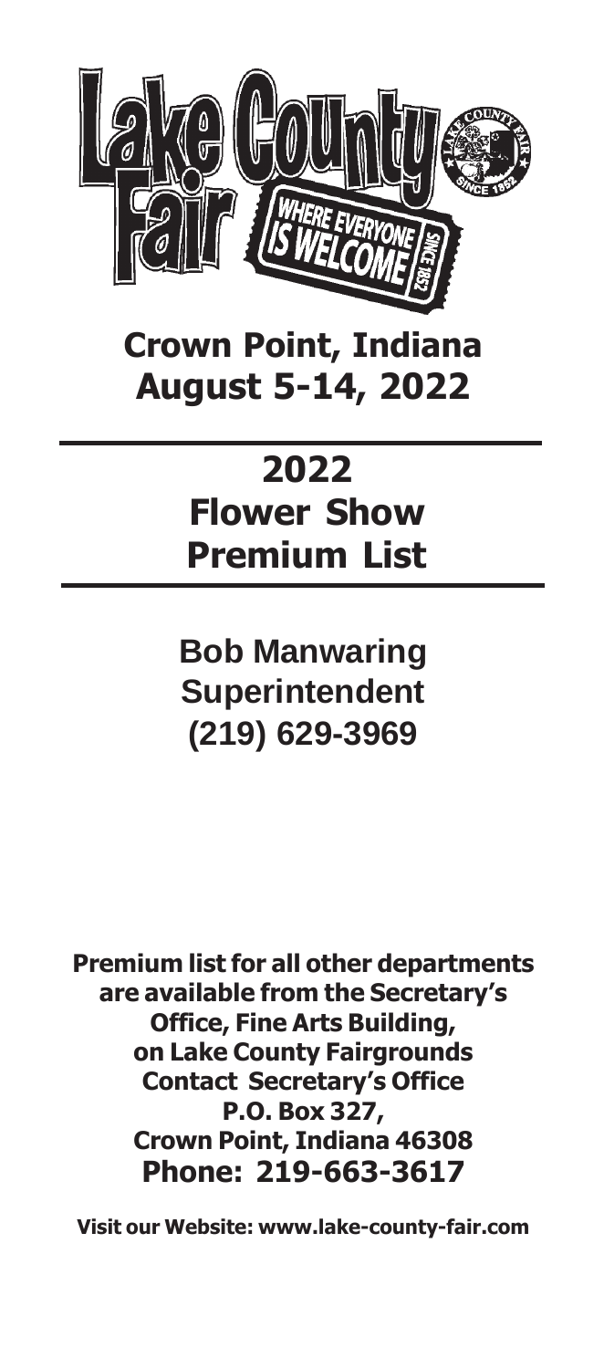Lake County Fair

WHERE EVERYONE IS WELCOME SINCE 1852

# Crown Point, Indiana
# August 5-14, 2022

---

# 2022
# Flower Show
# Premium List

---

**Bob Manwaring**
**Superintendent**
**(219) 629-3969**

**Premium list for all other departments are available from the Secretary's Office, Fine Arts Building, on Lake County Fairgrounds**
**Contact Secretary's Office**
**P.O. Box 327,**
**Crown Point, Indiana 46308**
**Phone: 219-663-3617**

**Visit our Website: www.lake-county-fair.com**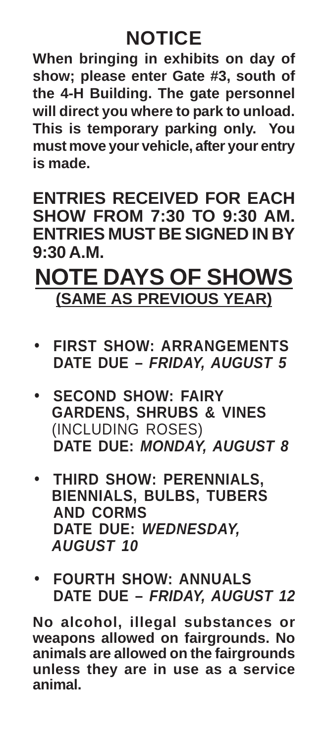# NOTICE

**When bringing in exhibits on day of show; please enter Gate #3, south of the 4-H Building. The gate personnel will direct you where to park to unload. This is temporary parking only. You must move your vehicle, after your entry is made.**

**ENTRIES RECEIVED FOR EACH SHOW FROM 7:30 TO 9:30 AM. ENTRIES MUST BE SIGNED IN BY 9:30 A.M.**

## NOTE DAYS OF SHOWS

**(SAME AS PREVIOUS YEAR)**

- **FIRST SHOW: ARRANGEMENTS DATE DUE –** ***FRIDAY, AUGUST 5***
- **SECOND SHOW: FAIRY GARDENS, SHRUBS & VINES** (INCLUDING ROSES) **DATE DUE:** ***MONDAY, AUGUST 8***
- **THIRD SHOW: PERENNIALS, BIENNIALS, BULBS, TUBERS AND CORMS DATE DUE:** ***WEDNESDAY, AUGUST 10***
- **FOURTH SHOW: ANNUALS DATE DUE –** ***FRIDAY, AUGUST 12***

**No alcohol, illegal substances or weapons allowed on fairgrounds. No animals are allowed on the fairgrounds unless they are in use as a service animal.**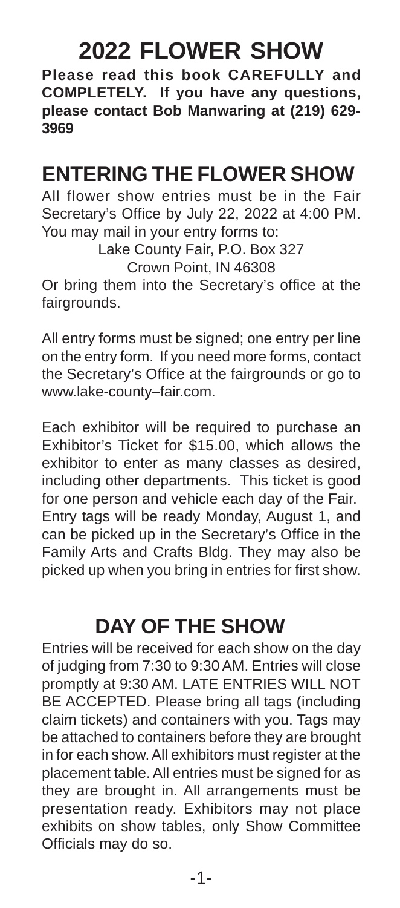# 2022 FLOWER SHOW

**Please read this book CAREFULLY and COMPLETELY. If you have any questions, please contact Bob Manwaring at (219) 629-3969**

## ENTERING THE FLOWER SHOW

All flower show entries must be in the Fair Secretary's Office by July 22, 2022 at 4:00 PM. You may mail in your entry forms to:

Lake County Fair, P.O. Box 327
Crown Point, IN 46308

Or bring them into the Secretary's office at the fairgrounds.

All entry forms must be signed; one entry per line on the entry form. If you need more forms, contact the Secretary's Office at the fairgrounds or go to www.lake-county–fair.com.

Each exhibitor will be required to purchase an Exhibitor's Ticket for $15.00, which allows the exhibitor to enter as many classes as desired, including other departments. This ticket is good for one person and vehicle each day of the Fair. Entry tags will be ready Monday, August 1, and can be picked up in the Secretary's Office in the Family Arts and Crafts Bldg. They may also be picked up when you bring in entries for first show.

## DAY OF THE SHOW

Entries will be received for each show on the day of judging from 7:30 to 9:30 AM. Entries will close promptly at 9:30 AM. LATE ENTRIES WILL NOT BE ACCEPTED. Please bring all tags (including claim tickets) and containers with you. Tags may be attached to containers before they are brought in for each show. All exhibitors must register at the placement table. All entries must be signed for as they are brought in. All arrangements must be presentation ready. Exhibitors may not place exhibits on show tables, only Show Committee Officials may do so.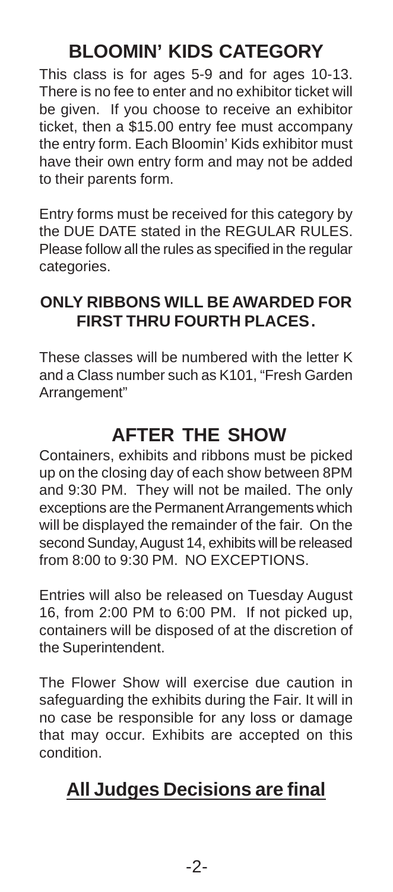# BLOOMIN' KIDS CATEGORY

This class is for ages 5-9 and for ages 10-13. There is no fee to enter and no exhibitor ticket will be given. If you choose to receive an exhibitor ticket, then a $15.00 entry fee must accompany the entry form. Each Bloomin' Kids exhibitor must have their own entry form and may not be added to their parents form.

Entry forms must be received for this category by the DUE DATE stated in the REGULAR RULES. Please follow all the rules as specified in the regular categories.

**ONLY RIBBONS WILL BE AWARDED FOR FIRST THRU FOURTH PLACES.**

These classes will be numbered with the letter K and a Class number such as K101, "Fresh Garden Arrangement"

# AFTER THE SHOW

Containers, exhibits and ribbons must be picked up on the closing day of each show between 8PM and 9:30 PM. They will not be mailed. The only exceptions are the Permanent Arrangements which will be displayed the remainder of the fair. On the second Sunday, August 14, exhibits will be released from 8:00 to 9:30 PM. NO EXCEPTIONS.

Entries will also be released on Tuesday August 16, from 2:00 PM to 6:00 PM. If not picked up, containers will be disposed of at the discretion of the Superintendent.

The Flower Show will exercise due caution in safeguarding the exhibits during the Fair. It will in no case be responsible for any loss or damage that may occur. Exhibits are accepted on this condition.

## All Judges Decisions are final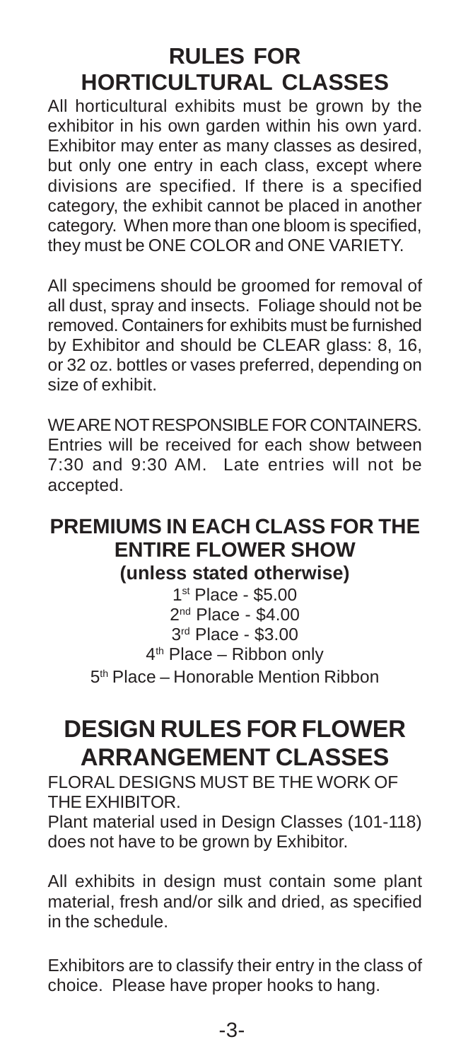# RULES FOR HORTICULTURAL CLASSES

All horticultural exhibits must be grown by the exhibitor in his own garden within his own yard. Exhibitor may enter as many classes as desired, but only one entry in each class, except where divisions are specified. If there is a specified category, the exhibit cannot be placed in another category. When more than one bloom is specified, they must be ONE COLOR and ONE VARIETY.

All specimens should be groomed for removal of all dust, spray and insects. Foliage should not be removed. Containers for exhibits must be furnished by Exhibitor and should be CLEAR glass: 8, 16, or 32 oz. bottles or vases preferred, depending on size of exhibit.

WE ARE NOT RESPONSIBLE FOR CONTAINERS. Entries will be received for each show between 7:30 and 9:30 AM. Late entries will not be accepted.

## PREMIUMS IN EACH CLASS FOR THE ENTIRE FLOWER SHOW

**(unless stated otherwise)**

1st Place - $5.00
2nd Place - $4.00
3rd Place - $3.00
4th Place – Ribbon only
5th Place – Honorable Mention Ribbon

# DESIGN RULES FOR FLOWER ARRANGEMENT CLASSES

FLORAL DESIGNS MUST BE THE WORK OF THE EXHIBITOR.
Plant material used in Design Classes (101-118) does not have to be grown by Exhibitor.

All exhibits in design must contain some plant material, fresh and/or silk and dried, as specified in the schedule.

Exhibitors are to classify their entry in the class of choice. Please have proper hooks to hang.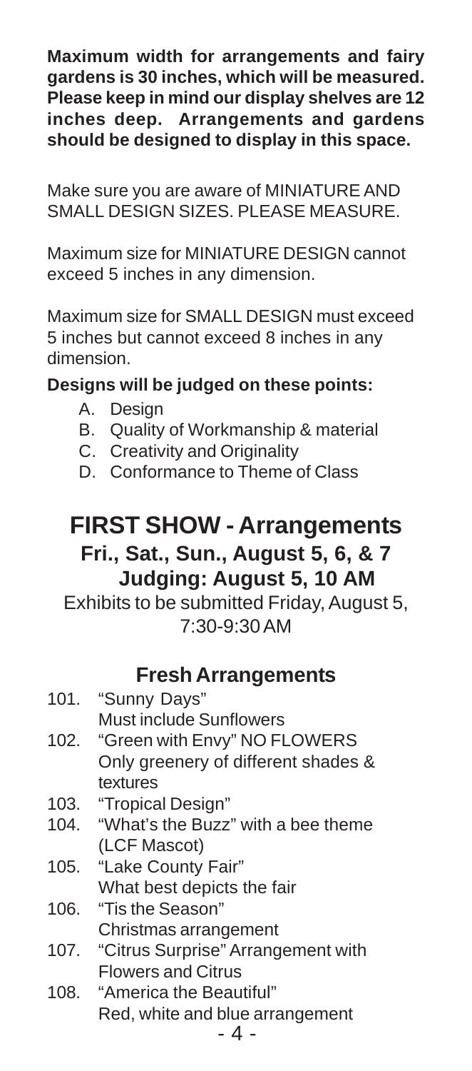**Maximum width for arrangements and fairy gardens is 30 inches, which will be measured. Please keep in mind our display shelves are 12 inches deep. Arrangements and gardens should be designed to display in this space.**

Make sure you are aware of MINIATURE AND SMALL DESIGN SIZES. PLEASE MEASURE.

Maximum size for MINIATURE DESIGN cannot exceed 5 inches in any dimension.

Maximum size for SMALL DESIGN must exceed 5 inches but cannot exceed 8 inches in any dimension.

**Designs will be judged on these points:**

- A. Design
- B. Quality of Workmanship & material
- C. Creativity and Originality
- D. Conformance to Theme of Class

# FIRST SHOW - Arrangements

## Fri., Sat., Sun., August 5, 6, & 7

## Judging: August 5, 10 AM

Exhibits to be submitted Friday, August 5, 7:30-9:30 AM

### Fresh Arrangements

101. "Sunny Days"
     Must include Sunflowers
102. "Green with Envy" NO FLOWERS
     Only greenery of different shades & textures
103. "Tropical Design"
104. "What's the Buzz" with a bee theme (LCF Mascot)
105. "Lake County Fair"
     What best depicts the fair
106. "Tis the Season"
     Christmas arrangement
107. "Citrus Surprise" Arrangement with Flowers and Citrus
108. "America the Beautiful"
     Red, white and blue arrangement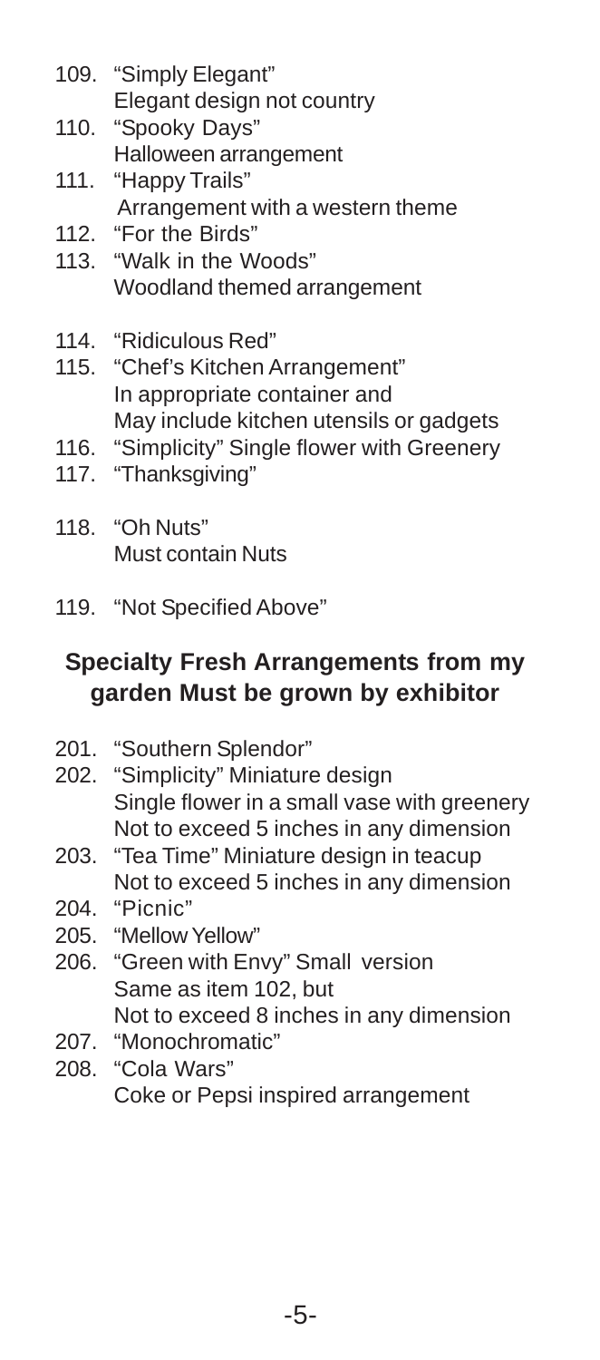109. "Simply Elegant"
     Elegant design not country
110. "Spooky Days"
     Halloween arrangement
111. "Happy Trails"
     Arrangement with a western theme
112. "For the Birds"
113. "Walk in the Woods"
     Woodland themed arrangement
114. "Ridiculous Red"
115. "Chef's Kitchen Arrangement"
     In appropriate container and
     May include kitchen utensils or gadgets
116. "Simplicity" Single flower with Greenery
117. "Thanksgiving"
118. "Oh Nuts"
     Must contain Nuts
119. "Not Specified Above"

## Specialty Fresh Arrangements from my garden Must be grown by exhibitor

201. "Southern Splendor"
202. "Simplicity" Miniature design
     Single flower in a small vase with greenery
     Not to exceed 5 inches in any dimension
203. "Tea Time" Miniature design in teacup
     Not to exceed 5 inches in any dimension
204. "Picnic"
205. "Mellow Yellow"
206. "Green with Envy" Small version
     Same as item 102, but
     Not to exceed 8 inches in any dimension
207. "Monochromatic"
208. "Cola Wars"
     Coke or Pepsi inspired arrangement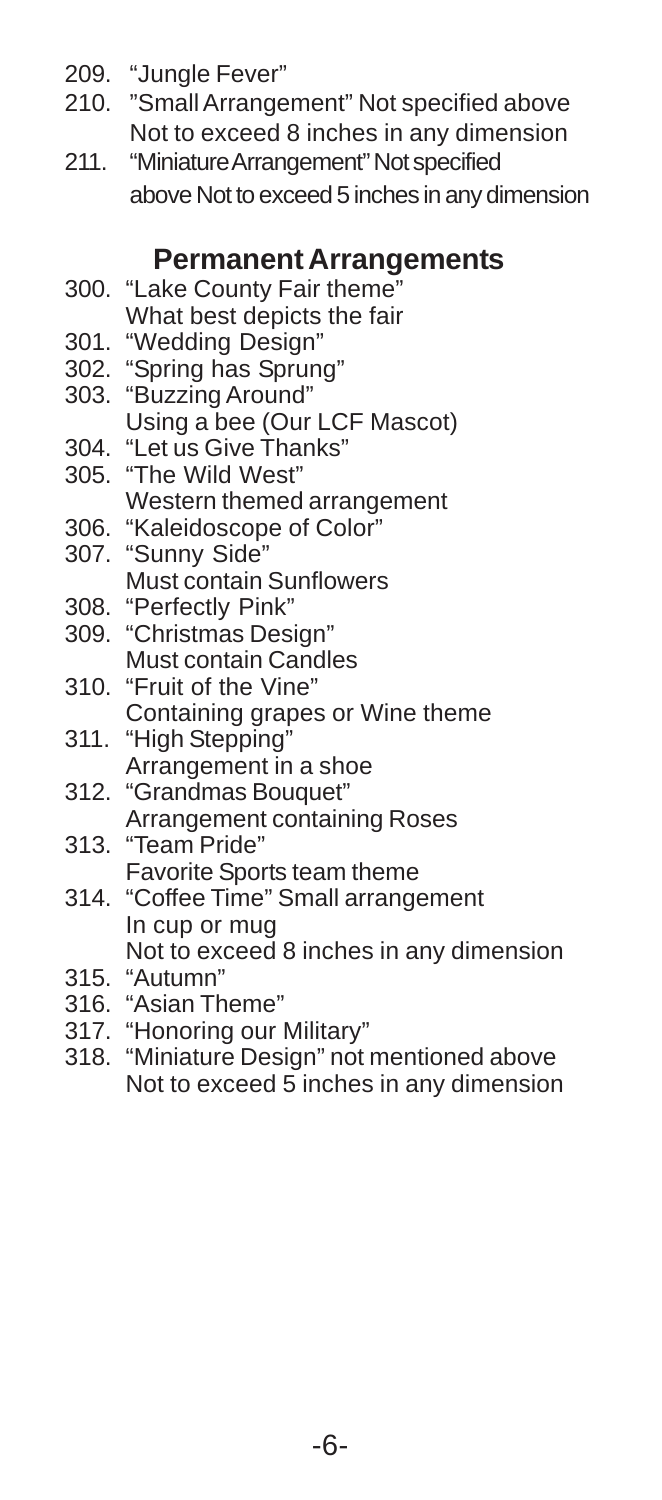209. "Jungle Fever"
210. "Small Arrangement" Not specified above
 Not to exceed 8 inches in any dimension
211. "Miniature Arrangement" Not specified
 above Not to exceed 5 inches in any dimension

## Permanent Arrangements

300. "Lake County Fair theme"
 What best depicts the fair
301. "Wedding Design"
302. "Spring has Sprung"
303. "Buzzing Around"
 Using a bee (Our LCF Mascot)
304. "Let us Give Thanks"
305. "The Wild West"
 Western themed arrangement
306. "Kaleidoscope of Color"
307. "Sunny Side"
 Must contain Sunflowers
308. "Perfectly Pink"
309. "Christmas Design"
 Must contain Candles
310. "Fruit of the Vine"
 Containing grapes or Wine theme
311. "High Stepping"
 Arrangement in a shoe
312. "Grandmas Bouquet"
 Arrangement containing Roses
313. "Team Pride"
 Favorite Sports team theme
314. "Coffee Time" Small arrangement
 In cup or mug
 Not to exceed 8 inches in any dimension
315. "Autumn"
316. "Asian Theme"
317. "Honoring our Military"
318. "Miniature Design" not mentioned above
 Not to exceed 5 inches in any dimension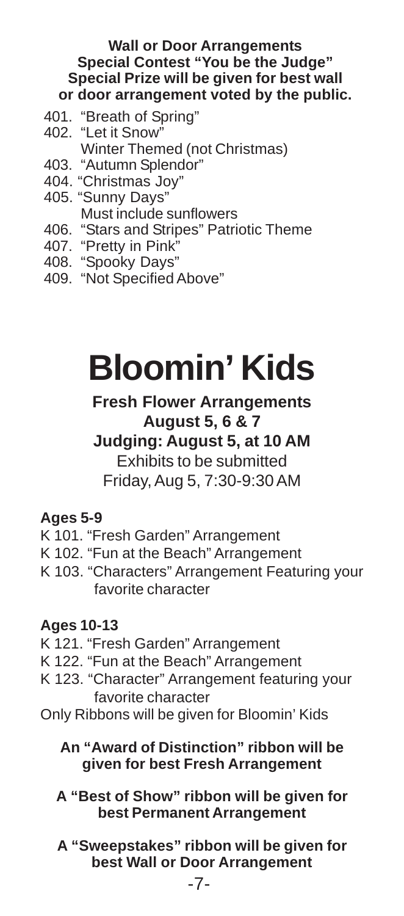**Wall or Door Arrangements**
**Special Contest "You be the Judge"**
**Special Prize will be given for best wall or door arrangement voted by the public.**

401. "Breath of Spring"
402. "Let it Snow"
     Winter Themed (not Christmas)
403. "Autumn Splendor"
404. "Christmas Joy"
405. "Sunny Days"
     Must include sunflowers
406. "Stars and Stripes" Patriotic Theme
407. "Pretty in Pink"
408. "Spooky Days"
409. "Not Specified Above"

# Bloomin' Kids

**Fresh Flower Arrangements**
**August 5, 6 & 7**
**Judging: August 5, at 10 AM**
Exhibits to be submitted
Friday, Aug 5, 7:30-9:30 AM

### Ages 5-9

K 101. "Fresh Garden" Arrangement
K 102. "Fun at the Beach" Arrangement
K 103. "Characters" Arrangement Featuring your favorite character

### Ages 10-13

K 121. "Fresh Garden" Arrangement
K 122. "Fun at the Beach" Arrangement
K 123. "Character" Arrangement featuring your favorite character

Only Ribbons will be given for Bloomin' Kids

**An "Award of Distinction" ribbon will be given for best Fresh Arrangement**

**A "Best of Show" ribbon will be given for best Permanent Arrangement**

**A "Sweepstakes" ribbon will be given for best Wall or Door Arrangement**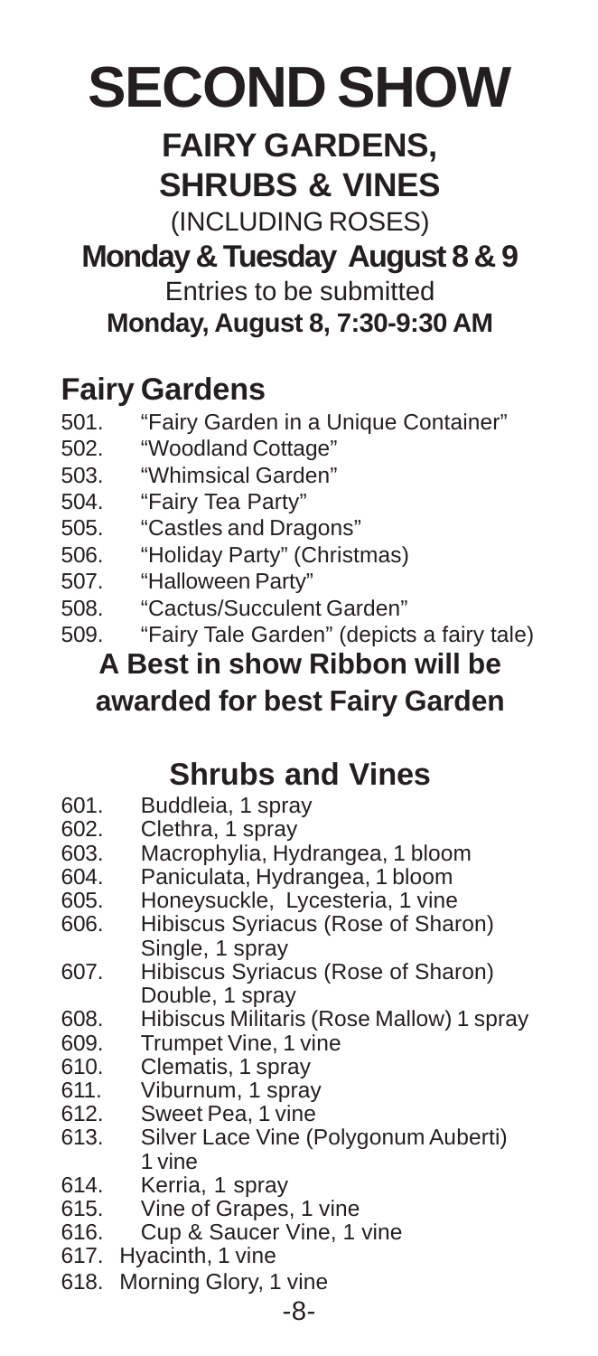# SECOND SHOW

## FAIRY GARDENS, SHRUBS & VINES

(INCLUDING ROSES)

**Monday & Tuesday August 8 & 9**

Entries to be submitted

**Monday, August 8, 7:30-9:30 AM**

## Fairy Gardens

501. "Fairy Garden in a Unique Container"
502. "Woodland Cottage"
503. "Whimsical Garden"
504. "Fairy Tea Party"
505. "Castles and Dragons"
506. "Holiday Party" (Christmas)
507. "Halloween Party"
508. "Cactus/Succulent Garden"
509. "Fairy Tale Garden" (depicts a fairy tale)

**A Best in show Ribbon will be awarded for best Fairy Garden**

## Shrubs and Vines

601. Buddleia, 1 spray
602. Clethra, 1 spray
603. Macrophylia, Hydrangea, 1 bloom
604. Paniculata, Hydrangea, 1 bloom
605. Honeysuckle, Lycesteria, 1 vine
606. Hibiscus Syriacus (Rose of Sharon) Single, 1 spray
607. Hibiscus Syriacus (Rose of Sharon) Double, 1 spray
608. Hibiscus Militaris (Rose Mallow) 1 spray
609. Trumpet Vine, 1 vine
610. Clematis, 1 spray
611. Viburnum, 1 spray
612. Sweet Pea, 1 vine
613. Silver Lace Vine (Polygonum Auberti) 1 vine
614. Kerria, 1 spray
615. Vine of Grapes, 1 vine
616. Cup & Saucer Vine, 1 vine
617. Hyacinth, 1 vine
618. Morning Glory, 1 vine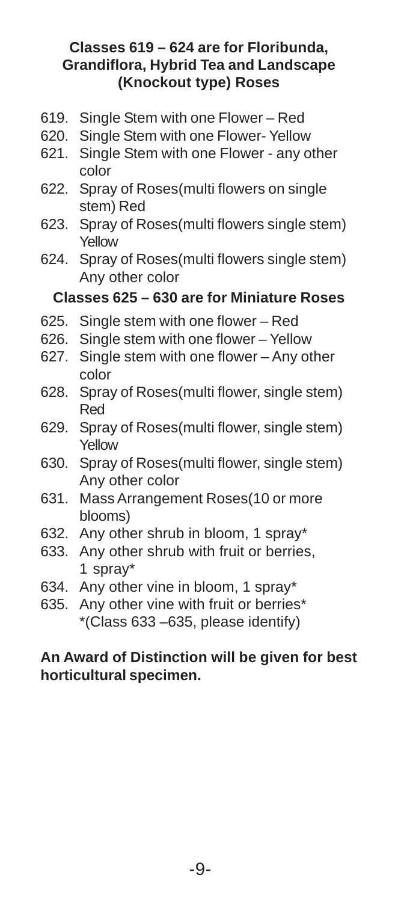### Classes 619 – 624 are for Floribunda, Grandiflora, Hybrid Tea and Landscape (Knockout type) Roses

619. Single Stem with one Flower – Red
620. Single Stem with one Flower- Yellow
621. Single Stem with one Flower - any other color
622. Spray of Roses(multi flowers on single stem) Red
623. Spray of Roses(multi flowers single stem) Yellow
624. Spray of Roses(multi flowers single stem) Any other color

### Classes 625 – 630 are for Miniature Roses

625. Single stem with one flower – Red
626. Single stem with one flower – Yellow
627. Single stem with one flower – Any other color
628. Spray of Roses(multi flower, single stem) Red
629. Spray of Roses(multi flower, single stem) Yellow
630. Spray of Roses(multi flower, single stem) Any other color
631. Mass Arrangement Roses(10 or more blooms)
632. Any other shrub in bloom, 1 spray*
633. Any other shrub with fruit or berries, 1 spray*
634. Any other vine in bloom, 1 spray*
635. Any other vine with fruit or berries*
     *(Class 633 –635, please identify)

**An Award of Distinction will be given for best horticultural specimen.**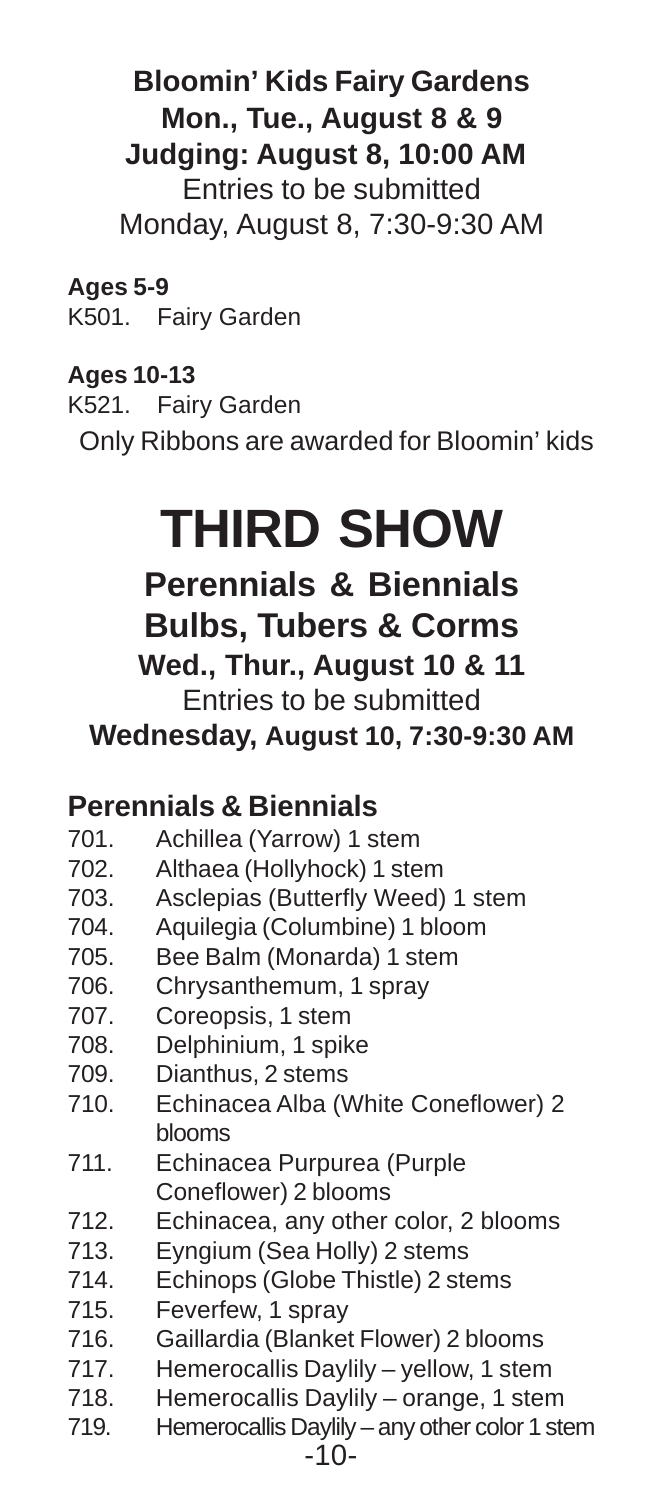## Bloomin' Kids Fairy Gardens
## Mon., Tue., August 8 & 9
## Judging: August 8, 10:00 AM

Entries to be submitted
Monday, August 8, 7:30-9:30 AM

**Ages 5-9**

K501. Fairy Garden

**Ages 10-13**

K521. Fairy Garden

Only Ribbons are awarded for Bloomin' kids

# THIRD SHOW

## Perennials & Biennials
## Bulbs, Tubers & Corms
### Wed., Thur., August 10 & 11

Entries to be submitted
**Wednesday, August 10, 7:30-9:30 AM**

### Perennials & Biennials

701. Achillea (Yarrow) 1 stem
702. Althaea (Hollyhock) 1 stem
703. Asclepias (Butterfly Weed) 1 stem
704. Aquilegia (Columbine) 1 bloom
705. Bee Balm (Monarda) 1 stem
706. Chrysanthemum, 1 spray
707. Coreopsis, 1 stem
708. Delphinium, 1 spike
709. Dianthus, 2 stems
710. Echinacea Alba (White Coneflower) 2 blooms
711. Echinacea Purpurea (Purple Coneflower) 2 blooms
712. Echinacea, any other color, 2 blooms
713. Eyngium (Sea Holly) 2 stems
714. Echinops (Globe Thistle) 2 stems
715. Feverfew, 1 spray
716. Gaillardia (Blanket Flower) 2 blooms
717. Hemerocallis Daylily – yellow, 1 stem
718. Hemerocallis Daylily – orange, 1 stem
719. Hemerocallis Daylily – any other color 1 stem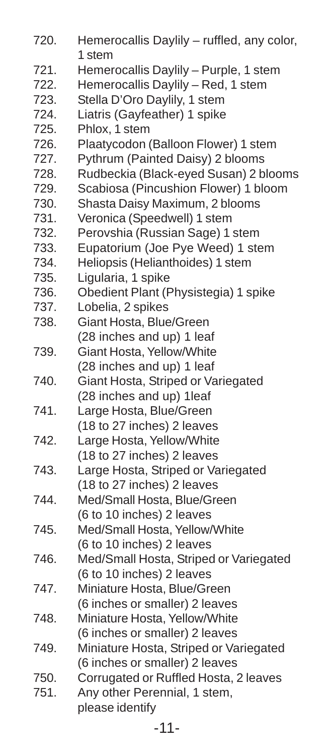720. Hemerocallis Daylily – ruffled, any color, 1 stem
721. Hemerocallis Daylily – Purple, 1 stem
722. Hemerocallis Daylily – Red, 1 stem
723. Stella D'Oro Daylily, 1 stem
724. Liatris (Gayfeather) 1 spike
725. Phlox, 1 stem
726. Plaatycodon (Balloon Flower) 1 stem
727. Pythrum (Painted Daisy) 2 blooms
728. Rudbeckia (Black-eyed Susan) 2 blooms
729. Scabiosa (Pincushion Flower) 1 bloom
730. Shasta Daisy Maximum, 2 blooms
731. Veronica (Speedwell) 1 stem
732. Perovshia (Russian Sage) 1 stem
733. Eupatorium (Joe Pye Weed) 1 stem
734. Heliopsis (Helianthoides) 1 stem
735. Ligularia, 1 spike
736. Obedient Plant (Physistegia) 1 spike
737. Lobelia, 2 spikes
738. Giant Hosta, Blue/Green (28 inches and up) 1 leaf
739. Giant Hosta, Yellow/White (28 inches and up) 1 leaf
740. Giant Hosta, Striped or Variegated (28 inches and up) 1leaf
741. Large Hosta, Blue/Green (18 to 27 inches) 2 leaves
742. Large Hosta, Yellow/White (18 to 27 inches) 2 leaves
743. Large Hosta, Striped or Variegated (18 to 27 inches) 2 leaves
744. Med/Small Hosta, Blue/Green (6 to 10 inches) 2 leaves
745. Med/Small Hosta, Yellow/White (6 to 10 inches) 2 leaves
746. Med/Small Hosta, Striped or Variegated (6 to 10 inches) 2 leaves
747. Miniature Hosta, Blue/Green (6 inches or smaller) 2 leaves
748. Miniature Hosta, Yellow/White (6 inches or smaller) 2 leaves
749. Miniature Hosta, Striped or Variegated (6 inches or smaller) 2 leaves
750. Corrugated or Ruffled Hosta, 2 leaves
751. Any other Perennial, 1 stem, please identify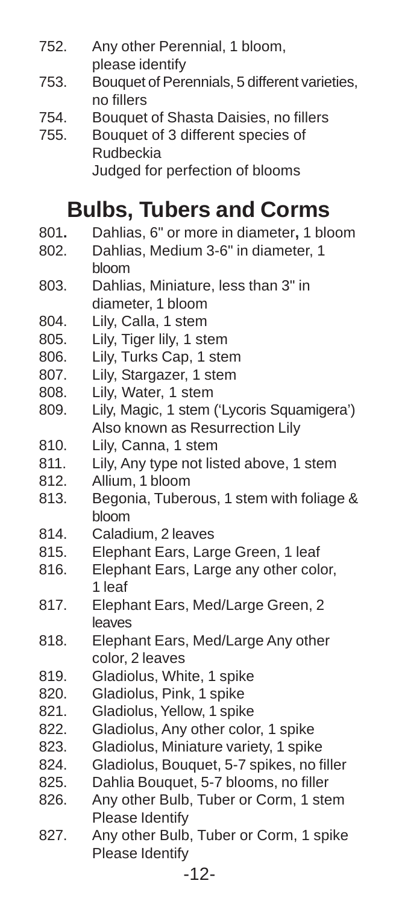752. Any other Perennial, 1 bloom, please identify
753. Bouquet of Perennials, 5 different varieties, no fillers
754. Bouquet of Shasta Daisies, no fillers
755. Bouquet of 3 different species of Rudbeckia
 Judged for perfection of blooms

## Bulbs, Tubers and Corms

801. Dahlias, 6" or more in diameter, 1 bloom
802. Dahlias, Medium 3-6" in diameter, 1 bloom
803. Dahlias, Miniature, less than 3" in diameter, 1 bloom
804. Lily, Calla, 1 stem
805. Lily, Tiger lily, 1 stem
806. Lily, Turks Cap, 1 stem
807. Lily, Stargazer, 1 stem
808. Lily, Water, 1 stem
809. Lily, Magic, 1 stem ('Lycoris Squamigera')
 Also known as Resurrection Lily
810. Lily, Canna, 1 stem
811. Lily, Any type not listed above, 1 stem
812. Allium, 1 bloom
813. Begonia, Tuberous, 1 stem with foliage & bloom
814. Caladium, 2 leaves
815. Elephant Ears, Large Green, 1 leaf
816. Elephant Ears, Large any other color, 1 leaf
817. Elephant Ears, Med/Large Green, 2 leaves
818. Elephant Ears, Med/Large Any other color, 2 leaves
819. Gladiolus, White, 1 spike
820. Gladiolus, Pink, 1 spike
821. Gladiolus, Yellow, 1 spike
822. Gladiolus, Any other color, 1 spike
823. Gladiolus, Miniature variety, 1 spike
824. Gladiolus, Bouquet, 5-7 spikes, no filler
825. Dahlia Bouquet, 5-7 blooms, no filler
826. Any other Bulb, Tuber or Corm, 1 stem
 Please Identify
827. Any other Bulb, Tuber or Corm, 1 spike
 Please Identify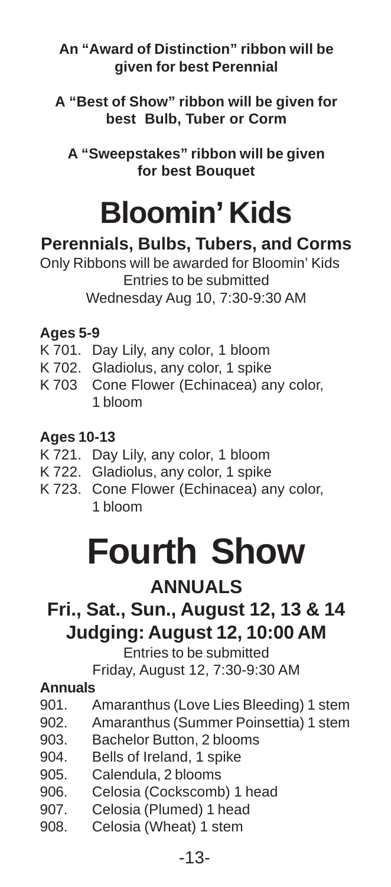**An "Award of Distinction" ribbon will be given for best Perennial**

**A "Best of Show" ribbon will be given for best Bulb, Tuber or Corm**

**A "Sweepstakes" ribbon will be given for best Bouquet**

# Bloomin' Kids

## Perennials, Bulbs, Tubers, and Corms

Only Ribbons will be awarded for Bloomin' Kids
Entries to be submitted
Wednesday Aug 10, 7:30-9:30 AM

**Ages 5-9**

K 701. Day Lily, any color, 1 bloom
K 702. Gladiolus, any color, 1 spike
K 703 Cone Flower (Echinacea) any color, 1 bloom

**Ages 10-13**

K 721. Day Lily, any color, 1 bloom
K 722. Gladiolus, any color, 1 spike
K 723. Cone Flower (Echinacea) any color, 1 bloom

# Fourth Show

## ANNUALS

## Fri., Sat., Sun., August 12, 13 & 14
## Judging: August 12, 10:00 AM

Entries to be submitted
Friday, August 12, 7:30-9:30 AM

**Annuals**

901. Amaranthus (Love Lies Bleeding) 1 stem
902. Amaranthus (Summer Poinsettia) 1 stem
903. Bachelor Button, 2 blooms
904. Bells of Ireland, 1 spike
905. Calendula, 2 blooms
906. Celosia (Cockscomb) 1 head
907. Celosia (Plumed) 1 head
908. Celosia (Wheat) 1 stem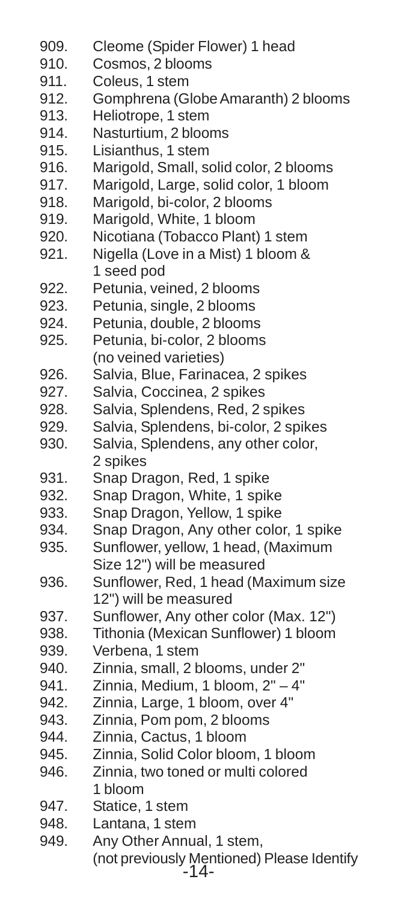909. Cleome (Spider Flower) 1 head
910. Cosmos, 2 blooms
911. Coleus, 1 stem
912. Gomphrena (Globe Amaranth) 2 blooms
913. Heliotrope, 1 stem
914. Nasturtium, 2 blooms
915. Lisianthus, 1 stem
916. Marigold, Small, solid color, 2 blooms
917. Marigold, Large, solid color, 1 bloom
918. Marigold, bi-color, 2 blooms
919. Marigold, White, 1 bloom
920. Nicotiana (Tobacco Plant) 1 stem
921. Nigella (Love in a Mist) 1 bloom & 1 seed pod
922. Petunia, veined, 2 blooms
923. Petunia, single, 2 blooms
924. Petunia, double, 2 blooms
925. Petunia, bi-color, 2 blooms (no veined varieties)
926. Salvia, Blue, Farinacea, 2 spikes
927. Salvia, Coccinea, 2 spikes
928. Salvia, Splendens, Red, 2 spikes
929. Salvia, Splendens, bi-color, 2 spikes
930. Salvia, Splendens, any other color, 2 spikes
931. Snap Dragon, Red, 1 spike
932. Snap Dragon, White, 1 spike
933. Snap Dragon, Yellow, 1 spike
934. Snap Dragon, Any other color, 1 spike
935. Sunflower, yellow, 1 head, (Maximum Size 12") will be measured
936. Sunflower, Red, 1 head (Maximum size 12") will be measured
937. Sunflower, Any other color (Max. 12")
938. Tithonia (Mexican Sunflower) 1 bloom
939. Verbena, 1 stem
940. Zinnia, small, 2 blooms, under 2"
941. Zinnia, Medium, 1 bloom, 2" – 4"
942. Zinnia, Large, 1 bloom, over 4"
943. Zinnia, Pom pom, 2 blooms
944. Zinnia, Cactus, 1 bloom
945. Zinnia, Solid Color bloom, 1 bloom
946. Zinnia, two toned or multi colored 1 bloom
947. Statice, 1 stem
948. Lantana, 1 stem
949. Any Other Annual, 1 stem, (not previously Mentioned) Please Identify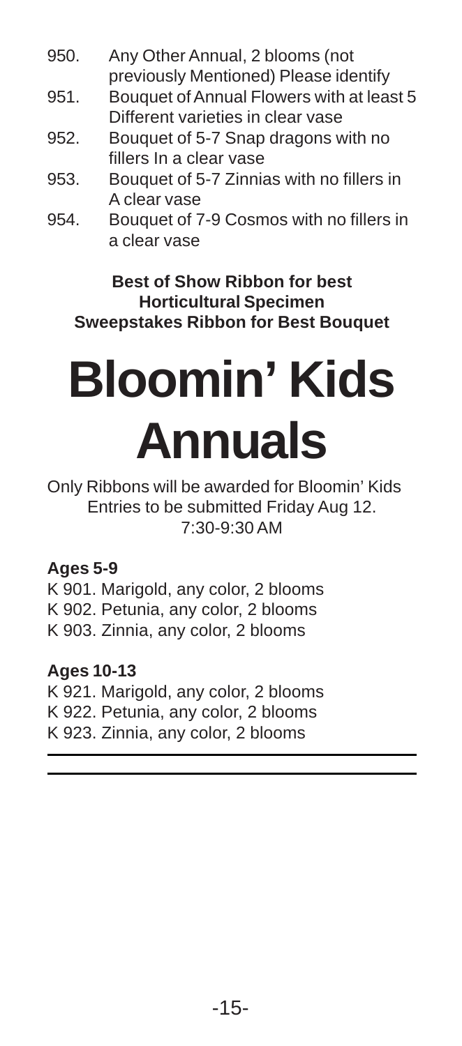950. Any Other Annual, 2 blooms (not previously Mentioned) Please identify

951. Bouquet of Annual Flowers with at least 5 Different varieties in clear vase

952. Bouquet of 5-7 Snap dragons with no fillers In a clear vase

953. Bouquet of 5-7 Zinnias with no fillers in A clear vase

954. Bouquet of 7-9 Cosmos with no fillers in a clear vase

**Best of Show Ribbon for best Horticultural Specimen**
**Sweepstakes Ribbon for Best Bouquet**

# Bloomin' Kids Annuals

Only Ribbons will be awarded for Bloomin' Kids
Entries to be submitted Friday Aug 12.
7:30-9:30 AM

**Ages 5-9**

K 901. Marigold, any color, 2 blooms
K 902. Petunia, any color, 2 blooms
K 903. Zinnia, any color, 2 blooms

**Ages 10-13**

K 921. Marigold, any color, 2 blooms
K 922. Petunia, any color, 2 blooms
K 923. Zinnia, any color, 2 blooms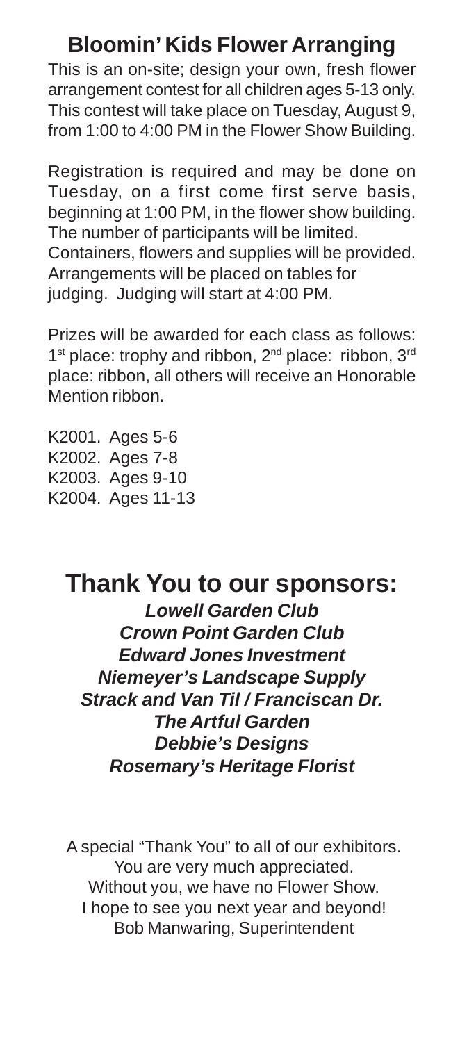## Bloomin' Kids Flower Arranging

This is an on-site; design your own, fresh flower arrangement contest for all children ages 5-13 only. This contest will take place on Tuesday, August 9, from 1:00 to 4:00 PM in the Flower Show Building.

Registration is required and may be done on Tuesday, on a first come first serve basis, beginning at 1:00 PM, in the flower show building. The number of participants will be limited.
Containers, flowers and supplies will be provided.
Arrangements will be placed on tables for judging. Judging will start at 4:00 PM.

Prizes will be awarded for each class as follows: 1st place: trophy and ribbon, 2nd place: ribbon, 3rd place: ribbon, all others will receive an Honorable Mention ribbon.

K2001. Ages 5-6
K2002. Ages 7-8
K2003. Ages 9-10
K2004. Ages 11-13

## Thank You to our sponsors:

***Lowell Garden Club***
***Crown Point Garden Club***
***Edward Jones Investment***
***Niemeyer's Landscape Supply***
***Strack and Van Til / Franciscan Dr.***
***The Artful Garden***
***Debbie's Designs***
***Rosemary's Heritage Florist***

A special "Thank You" to all of our exhibitors.
You are very much appreciated.
Without you, we have no Flower Show.
I hope to see you next year and beyond!
Bob Manwaring, Superintendent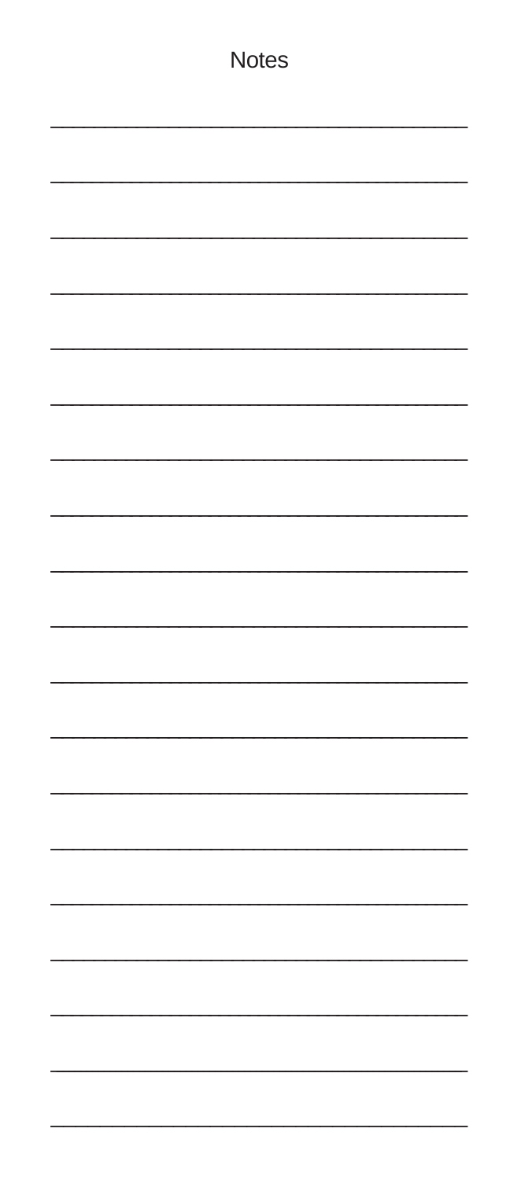# Notes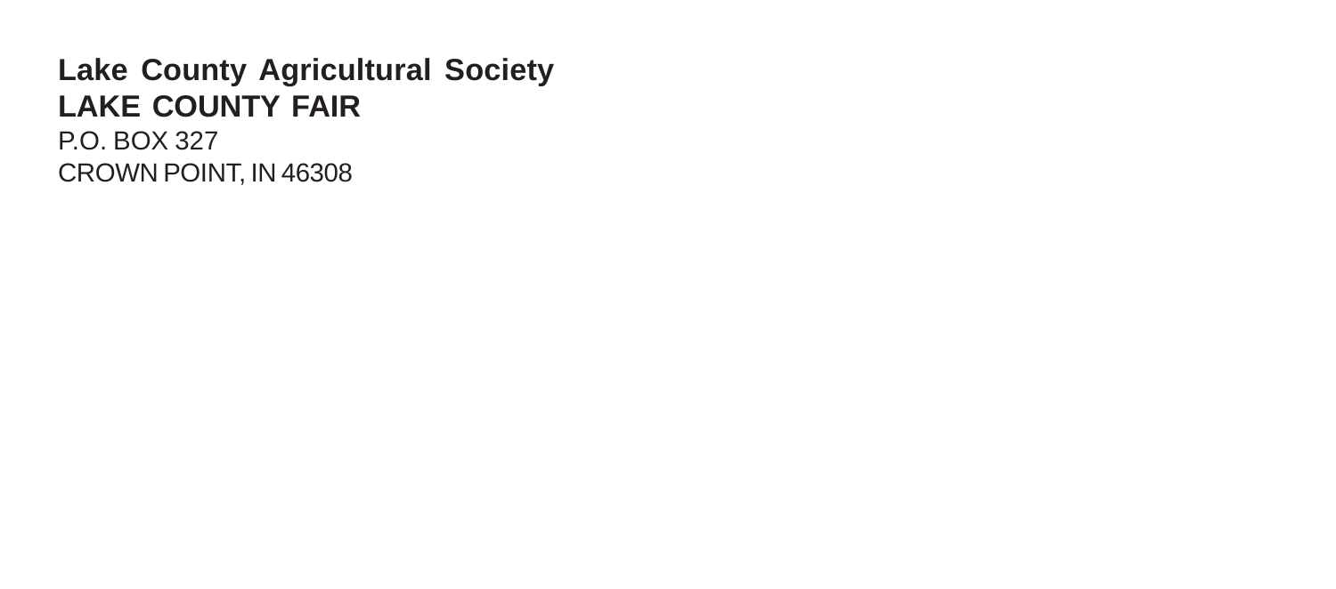**Lake County Agricultural Society**
**LAKE COUNTY FAIR**
P.O. BOX 327
CROWN POINT, IN 46308